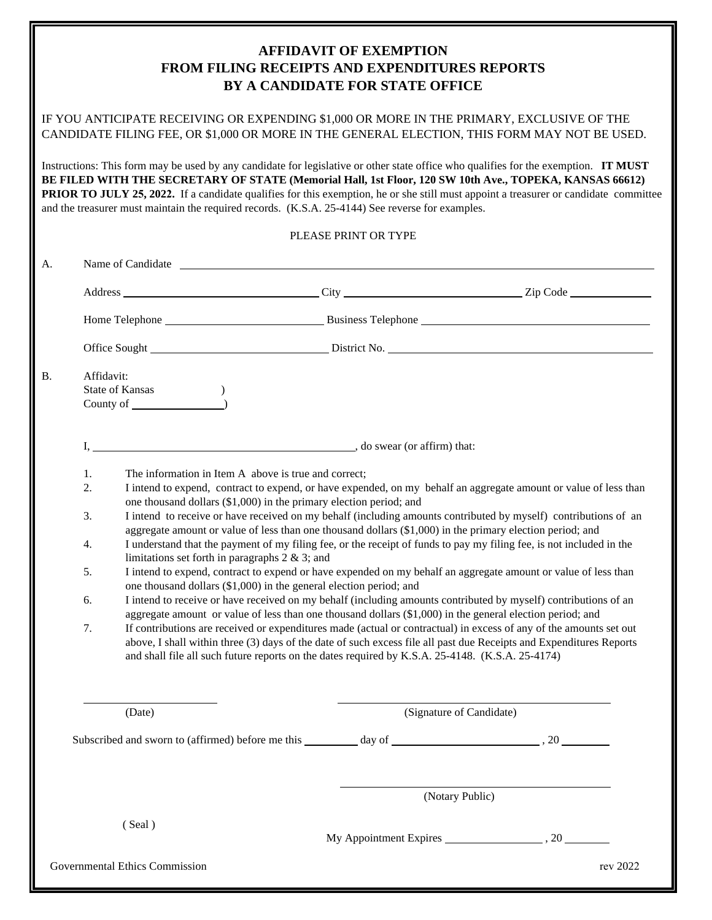# AFFIDAVIT OF EXEMPTION
# FROM FILING RECEIPTS AND EXPENDITURES REPORTS
# BY A CANDIDATE FOR STATE OFFICE

IF YOU ANTICIPATE RECEIVING OR EXPENDING $1,000 OR MORE IN THE PRIMARY, EXCLUSIVE OF THE CANDIDATE FILING FEE, OR $1,000 OR MORE IN THE GENERAL ELECTION, THIS FORM MAY NOT BE USED.

Instructions: This form may be used by any candidate for legislative or other state office who qualifies for the exemption. **IT MUST BE FILED WITH THE SECRETARY OF STATE (Memorial Hall, 1st Floor, 120 SW 10th Ave., TOPEKA, KANSAS 66612) PRIOR TO JULY 25, 2022.** If a candidate qualifies for this exemption, he or she still must appoint a treasurer or candidate committee and the treasurer must maintain the required records. (K.S.A. 25-4144) See reverse for examples.

PLEASE PRINT OR TYPE

A. Name of Candidate ______________________________

Address ____________________ City ____________________ Zip Code ____________

Home Telephone ____________________ Business Telephone ____________________

Office Sought ____________________ District No. ____________________

B. Affidavit:
State of Kansas )
County of ____________ )

I, ______________________________, do swear (or affirm) that:

1. The information in Item A above is true and correct;
2. I intend to expend, contract to expend, or have expended, on my behalf an aggregate amount or value of less than one thousand dollars ($1,000) in the primary election period; and
3. I intend to receive or have received on my behalf (including amounts contributed by myself) contributions of an aggregate amount or value of less than one thousand dollars ($1,000) in the primary election period; and
4. I understand that the payment of my filing fee, or the receipt of funds to pay my filing fee, is not included in the limitations set forth in paragraphs 2 & 3; and
5. I intend to expend, contract to expend or have expended on my behalf an aggregate amount or value of less than one thousand dollars ($1,000) in the general election period; and
6. I intend to receive or have received on my behalf (including amounts contributed by myself) contributions of an aggregate amount or value of less than one thousand dollars ($1,000) in the general election period; and
7. If contributions are received or expenditures made (actual or contractual) in excess of any of the amounts set out above, I shall within three (3) days of the date of such excess file all past due Receipts and Expenditures Reports and shall file all such future reports on the dates required by K.S.A. 25-4148. (K.S.A. 25-4174)

____________________ (Date) ______________________________ (Signature of Candidate)

Subscribed and sworn to (affirmed) before me this ________ day of ____________________, 20 ________

______________________________ (Notary Public)

( Seal )

My Appointment Expires ________________, 20 ________

Governmental Ethics Commission rev 2022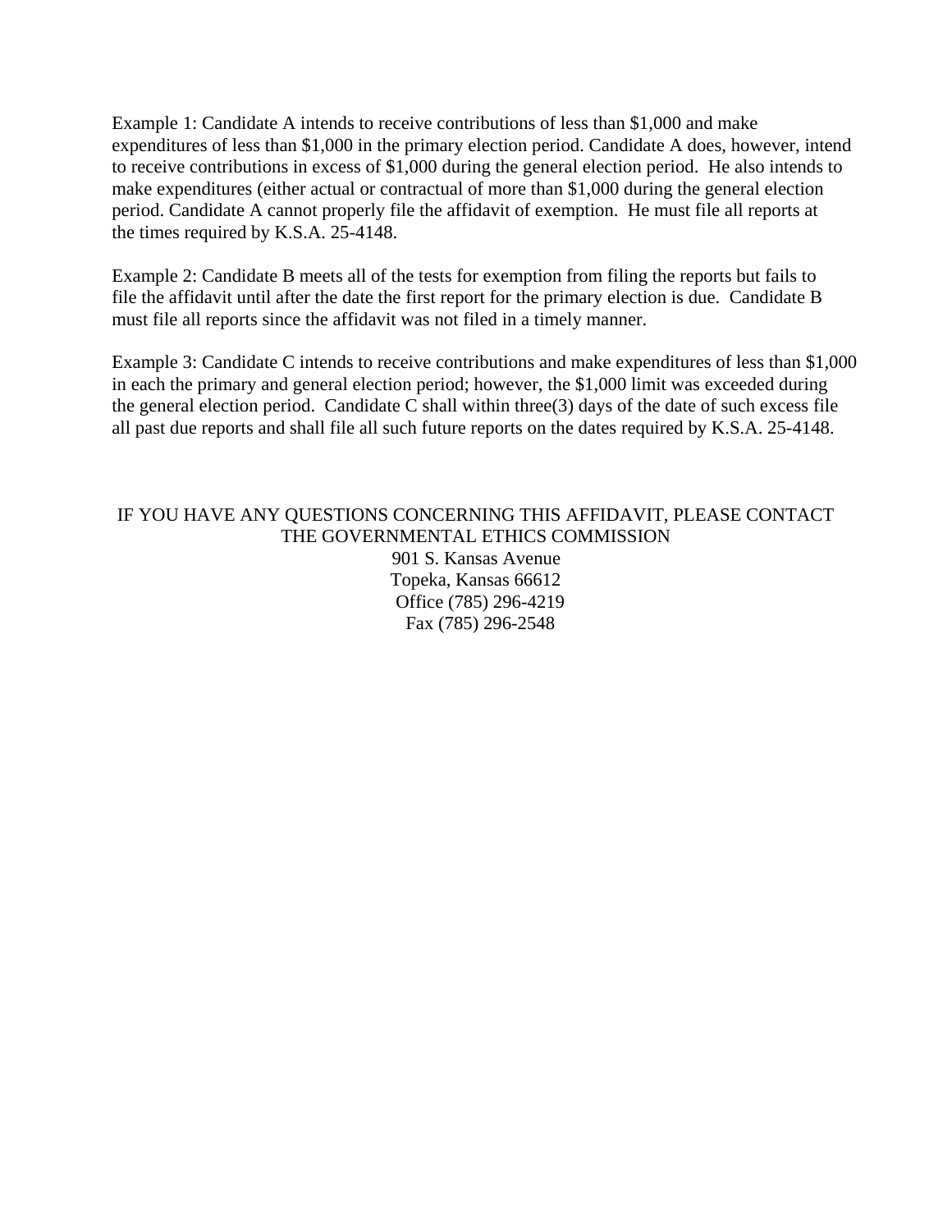Example 1: Candidate A intends to receive contributions of less than $1,000 and make expenditures of less than $1,000 in the primary election period. Candidate A does, however, intend to receive contributions in excess of $1,000 during the general election period. He also intends to make expenditures (either actual or contractual of more than $1,000 during the general election period. Candidate A cannot properly file the affidavit of exemption. He must file all reports at the times required by K.S.A. 25-4148.

Example 2: Candidate B meets all of the tests for exemption from filing the reports but fails to file the affidavit until after the date the first report for the primary election is due. Candidate B must file all reports since the affidavit was not filed in a timely manner.

Example 3: Candidate C intends to receive contributions and make expenditures of less than $1,000 in each the primary and general election period; however, the $1,000 limit was exceeded during the general election period. Candidate C shall within three(3) days of the date of such excess file all past due reports and shall file all such future reports on the dates required by K.S.A. 25-4148.

IF YOU HAVE ANY QUESTIONS CONCERNING THIS AFFIDAVIT, PLEASE CONTACT
THE GOVERNMENTAL ETHICS COMMISSION
901 S. Kansas Avenue
Topeka, Kansas 66612
Office (785) 296-4219
Fax (785) 296-2548